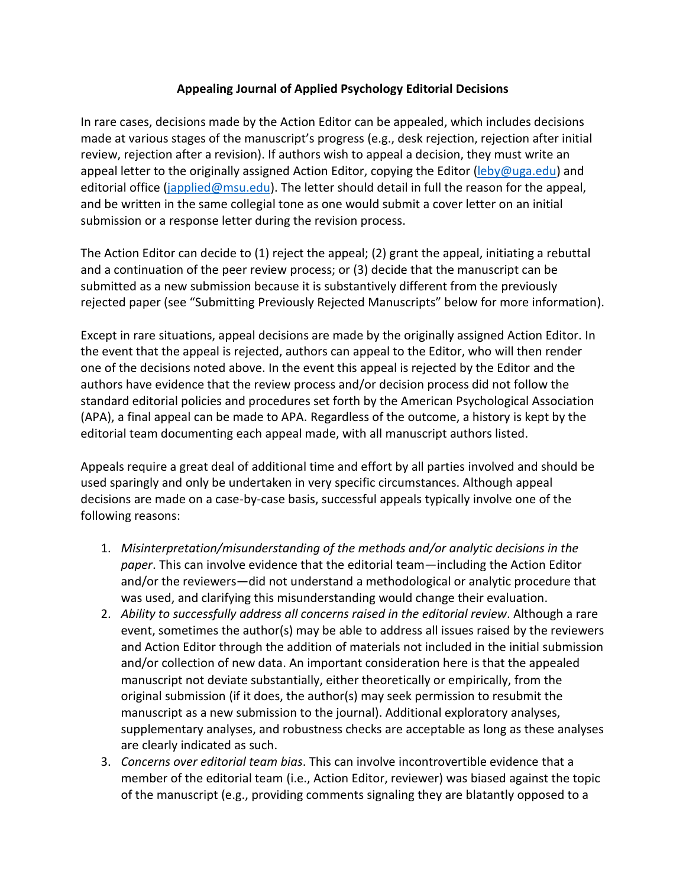# Appealing Journal of Applied Psychology Editorial Decisions

In rare cases, decisions made by the Action Editor can be appealed, which includes decisions made at various stages of the manuscript's progress (e.g., desk rejection, rejection after initial review, rejection after a revision). If authors wish to appeal a decision, they must write an appeal letter to the originally assigned Action Editor, copying the Editor (leby@uga.edu) and editorial office (japplied@msu.edu). The letter should detail in full the reason for the appeal, and be written in the same collegial tone as one would submit a cover letter on an initial submission or a response letter during the revision process.

The Action Editor can decide to (1) reject the appeal; (2) grant the appeal, initiating a rebuttal and a continuation of the peer review process; or (3) decide that the manuscript can be submitted as a new submission because it is substantively different from the previously rejected paper (see "Submitting Previously Rejected Manuscripts" below for more information).

Except in rare situations, appeal decisions are made by the originally assigned Action Editor. In the event that the appeal is rejected, authors can appeal to the Editor, who will then render one of the decisions noted above. In the event this appeal is rejected by the Editor and the authors have evidence that the review process and/or decision process did not follow the standard editorial policies and procedures set forth by the American Psychological Association (APA), a final appeal can be made to APA. Regardless of the outcome, a history is kept by the editorial team documenting each appeal made, with all manuscript authors listed.

Appeals require a great deal of additional time and effort by all parties involved and should be used sparingly and only be undertaken in very specific circumstances. Although appeal decisions are made on a case-by-case basis, successful appeals typically involve one of the following reasons:

1. *Misinterpretation/misunderstanding of the methods and/or analytic decisions in the paper*. This can involve evidence that the editorial team—including the Action Editor and/or the reviewers—did not understand a methodological or analytic procedure that was used, and clarifying this misunderstanding would change their evaluation.
2. *Ability to successfully address all concerns raised in the editorial review*. Although a rare event, sometimes the author(s) may be able to address all issues raised by the reviewers and Action Editor through the addition of materials not included in the initial submission and/or collection of new data. An important consideration here is that the appealed manuscript not deviate substantially, either theoretically or empirically, from the original submission (if it does, the author(s) may seek permission to resubmit the manuscript as a new submission to the journal). Additional exploratory analyses, supplementary analyses, and robustness checks are acceptable as long as these analyses are clearly indicated as such.
3. *Concerns over editorial team bias*. This can involve incontrovertible evidence that a member of the editorial team (i.e., Action Editor, reviewer) was biased against the topic of the manuscript (e.g., providing comments signaling they are blatantly opposed to a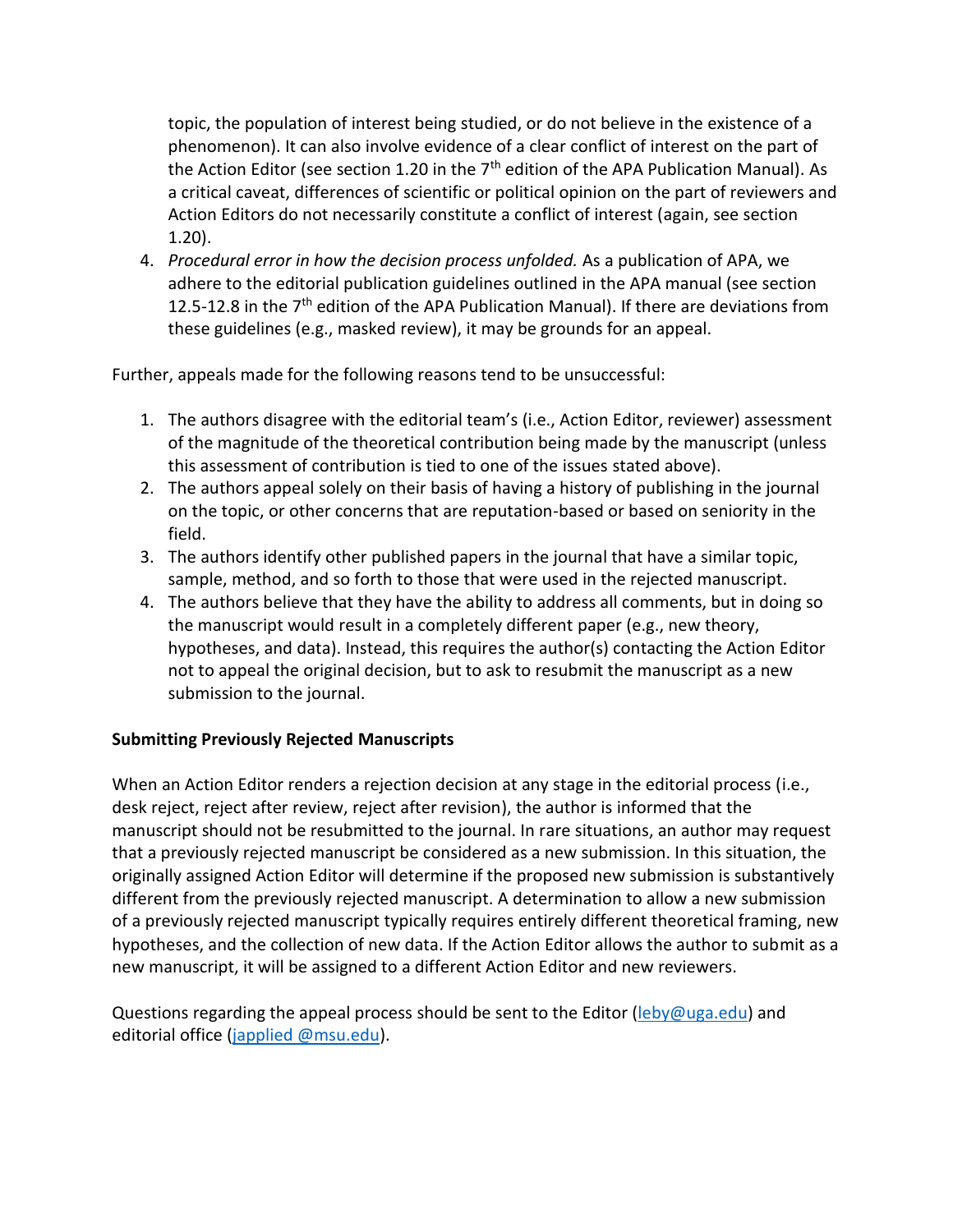topic, the population of interest being studied, or do not believe in the existence of a phenomenon). It can also involve evidence of a clear conflict of interest on the part of the Action Editor (see section 1.20 in the 7th edition of the APA Publication Manual). As a critical caveat, differences of scientific or political opinion on the part of reviewers and Action Editors do not necessarily constitute a conflict of interest (again, see section 1.20).

4. *Procedural error in how the decision process unfolded.* As a publication of APA, we adhere to the editorial publication guidelines outlined in the APA manual (see section 12.5-12.8 in the 7th edition of the APA Publication Manual). If there are deviations from these guidelines (e.g., masked review), it may be grounds for an appeal.

Further, appeals made for the following reasons tend to be unsuccessful:

1. The authors disagree with the editorial team's (i.e., Action Editor, reviewer) assessment of the magnitude of the theoretical contribution being made by the manuscript (unless this assessment of contribution is tied to one of the issues stated above).
2. The authors appeal solely on their basis of having a history of publishing in the journal on the topic, or other concerns that are reputation-based or based on seniority in the field.
3. The authors identify other published papers in the journal that have a similar topic, sample, method, and so forth to those that were used in the rejected manuscript.
4. The authors believe that they have the ability to address all comments, but in doing so the manuscript would result in a completely different paper (e.g., new theory, hypotheses, and data). Instead, this requires the author(s) contacting the Action Editor not to appeal the original decision, but to ask to resubmit the manuscript as a new submission to the journal.

**Submitting Previously Rejected Manuscripts**

When an Action Editor renders a rejection decision at any stage in the editorial process (i.e., desk reject, reject after review, reject after revision), the author is informed that the manuscript should not be resubmitted to the journal. In rare situations, an author may request that a previously rejected manuscript be considered as a new submission. In this situation, the originally assigned Action Editor will determine if the proposed new submission is substantively different from the previously rejected manuscript. A determination to allow a new submission of a previously rejected manuscript typically requires entirely different theoretical framing, new hypotheses, and the collection of new data. If the Action Editor allows the author to submit as a new manuscript, it will be assigned to a different Action Editor and new reviewers.

Questions regarding the appeal process should be sent to the Editor (leby@uga.edu) and editorial office (japplied @msu.edu).